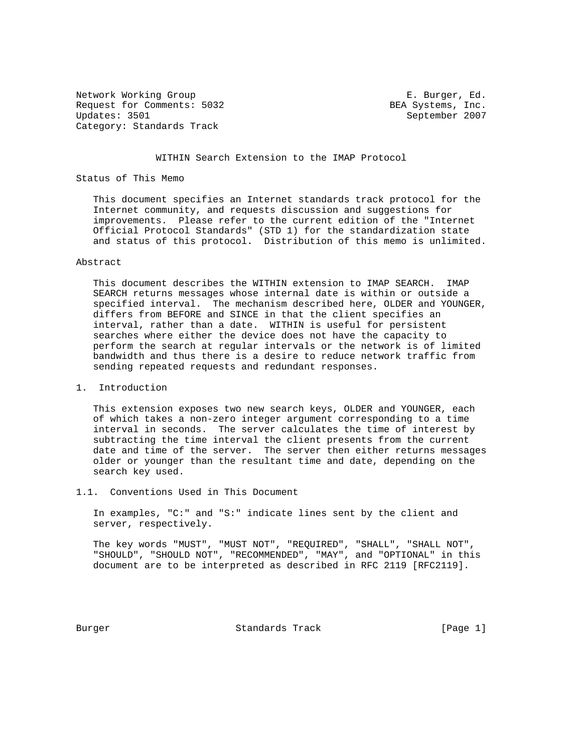Network Working Group E. Burger, Ed.
Request for Comments: 5032 BEA Systems, Inc.
Updates: 3501 September 2007
Category: Standards Track

# WITHIN Search Extension to the IMAP Protocol

## Status of This Memo

This document specifies an Internet standards track protocol for the Internet community, and requests discussion and suggestions for improvements. Please refer to the current edition of the "Internet Official Protocol Standards" (STD 1) for the standardization state and status of this protocol. Distribution of this memo is unlimited.

## Abstract

This document describes the WITHIN extension to IMAP SEARCH. IMAP SEARCH returns messages whose internal date is within or outside a specified interval. The mechanism described here, OLDER and YOUNGER, differs from BEFORE and SINCE in that the client specifies an interval, rather than a date. WITHIN is useful for persistent searches where either the device does not have the capacity to perform the search at regular intervals or the network is of limited bandwidth and thus there is a desire to reduce network traffic from sending repeated requests and redundant responses.

## 1. Introduction

This extension exposes two new search keys, OLDER and YOUNGER, each of which takes a non-zero integer argument corresponding to a time interval in seconds. The server calculates the time of interest by subtracting the time interval the client presents from the current date and time of the server. The server then either returns messages older or younger than the resultant time and date, depending on the search key used.

### 1.1. Conventions Used in This Document

In examples, "C:" and "S:" indicate lines sent by the client and server, respectively.

The key words "MUST", "MUST NOT", "REQUIRED", "SHALL", "SHALL NOT", "SHOULD", "SHOULD NOT", "RECOMMENDED", "MAY", and "OPTIONAL" in this document are to be interpreted as described in RFC 2119 [RFC2119].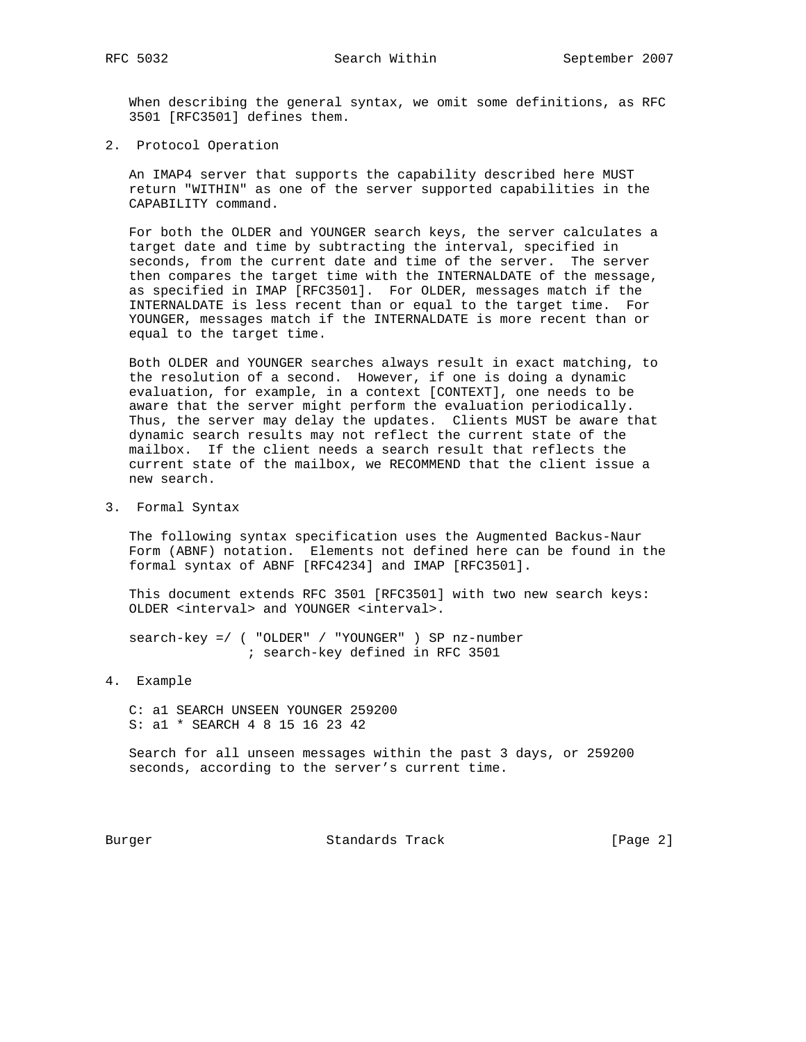When describing the general syntax, we omit some definitions, as RFC 3501 [RFC3501] defines them.

## 2. Protocol Operation

An IMAP4 server that supports the capability described here MUST return "WITHIN" as one of the server supported capabilities in the CAPABILITY command.

For both the OLDER and YOUNGER search keys, the server calculates a target date and time by subtracting the interval, specified in seconds, from the current date and time of the server. The server then compares the target time with the INTERNALDATE of the message, as specified in IMAP [RFC3501]. For OLDER, messages match if the INTERNALDATE is less recent than or equal to the target time. For YOUNGER, messages match if the INTERNALDATE is more recent than or equal to the target time.

Both OLDER and YOUNGER searches always result in exact matching, to the resolution of a second. However, if one is doing a dynamic evaluation, for example, in a context [CONTEXT], one needs to be aware that the server might perform the evaluation periodically. Thus, the server may delay the updates. Clients MUST be aware that dynamic search results may not reflect the current state of the mailbox. If the client needs a search result that reflects the current state of the mailbox, we RECOMMEND that the client issue a new search.

## 3. Formal Syntax

The following syntax specification uses the Augmented Backus-Naur Form (ABNF) notation. Elements not defined here can be found in the formal syntax of ABNF [RFC4234] and IMAP [RFC3501].

This document extends RFC 3501 [RFC3501] with two new search keys: OLDER <interval> and YOUNGER <interval>.

```
search-key =/ ( "OLDER" / "YOUNGER" ) SP nz-number
              ; search-key defined in RFC 3501
```

## 4. Example

```
C: a1 SEARCH UNSEEN YOUNGER 259200
S: a1 * SEARCH 4 8 15 16 23 42
```

Search for all unseen messages within the past 3 days, or 259200 seconds, according to the server's current time.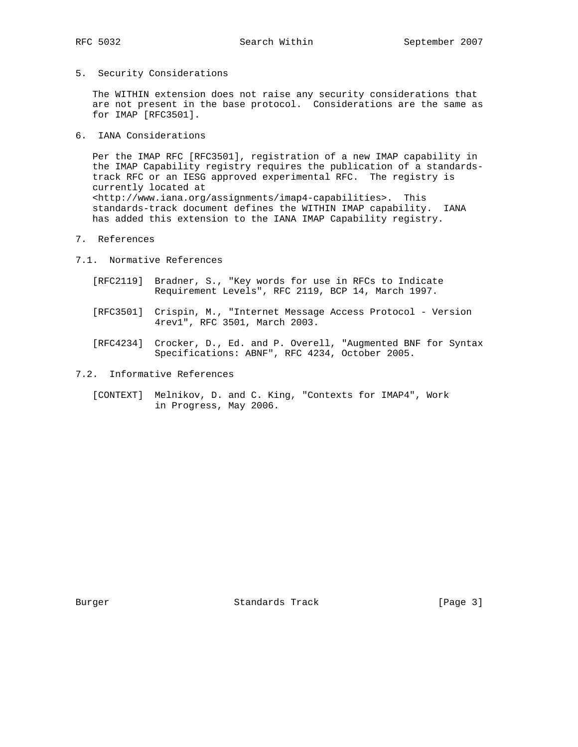## 5. Security Considerations

The WITHIN extension does not raise any security considerations that are not present in the base protocol. Considerations are the same as for IMAP [RFC3501].

## 6. IANA Considerations

Per the IMAP RFC [RFC3501], registration of a new IMAP capability in the IMAP Capability registry requires the publication of a standards-track RFC or an IESG approved experimental RFC. The registry is currently located at <http://www.iana.org/assignments/imap4-capabilities>. This standards-track document defines the WITHIN IMAP capability. IANA has added this extension to the IANA IMAP Capability registry.

## 7. References

### 7.1. Normative References

[RFC2119] Bradner, S., "Key words for use in RFCs to Indicate Requirement Levels", RFC 2119, BCP 14, March 1997.

[RFC3501] Crispin, M., "Internet Message Access Protocol - Version 4rev1", RFC 3501, March 2003.

[RFC4234] Crocker, D., Ed. and P. Overell, "Augmented BNF for Syntax Specifications: ABNF", RFC 4234, October 2005.

### 7.2. Informative References

[CONTEXT] Melnikov, D. and C. King, "Contexts for IMAP4", Work in Progress, May 2006.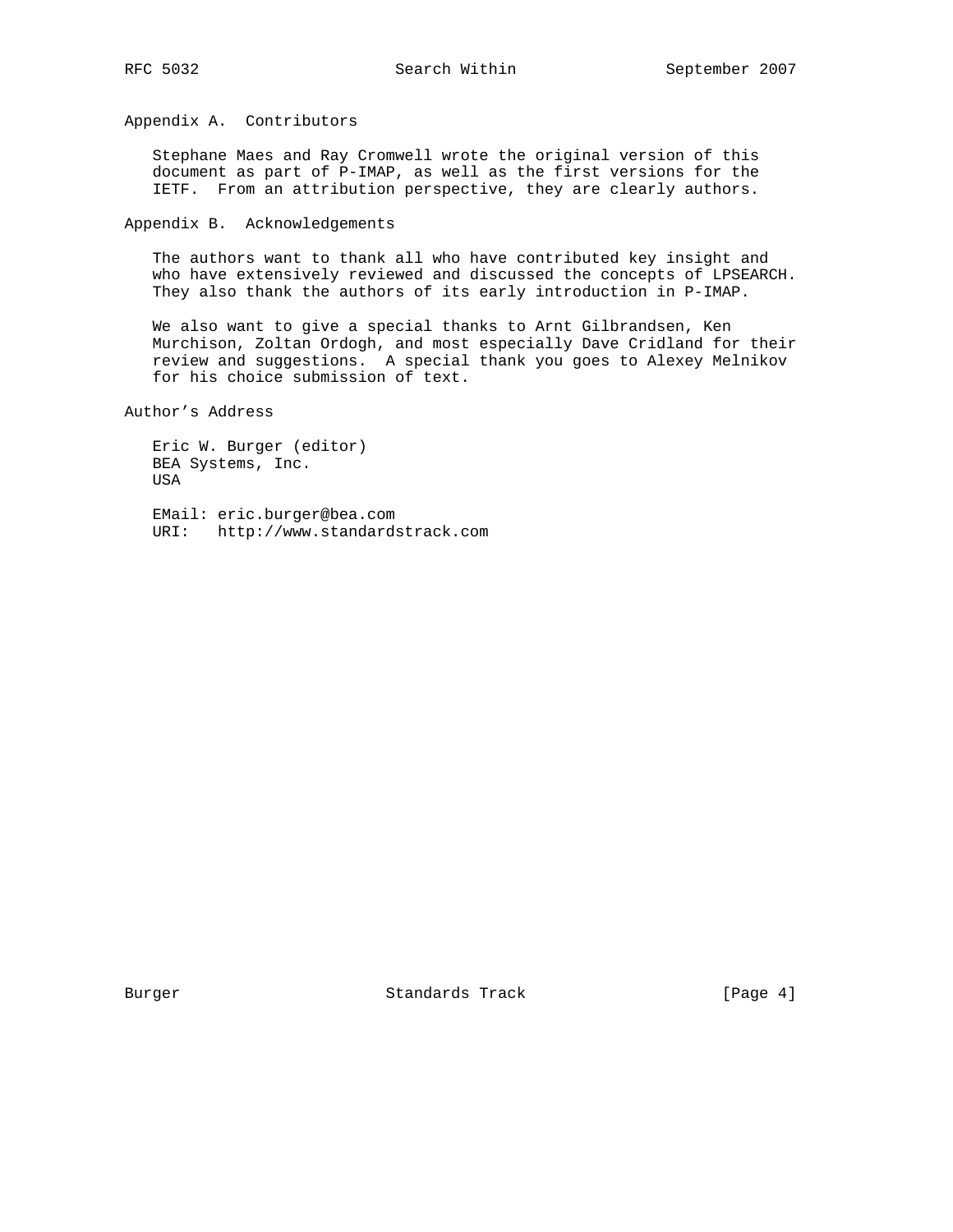## Appendix A. Contributors

Stephane Maes and Ray Cromwell wrote the original version of this document as part of P-IMAP, as well as the first versions for the IETF. From an attribution perspective, they are clearly authors.

## Appendix B. Acknowledgements

The authors want to thank all who have contributed key insight and who have extensively reviewed and discussed the concepts of LPSEARCH. They also thank the authors of its early introduction in P-IMAP.

We also want to give a special thanks to Arnt Gilbrandsen, Ken Murchison, Zoltan Ordogh, and most especially Dave Cridland for their review and suggestions. A special thank you goes to Alexey Melnikov for his choice submission of text.

## Author's Address

Eric W. Burger (editor)
BEA Systems, Inc.
USA

EMail: eric.burger@bea.com
URI: http://www.standardstrack.com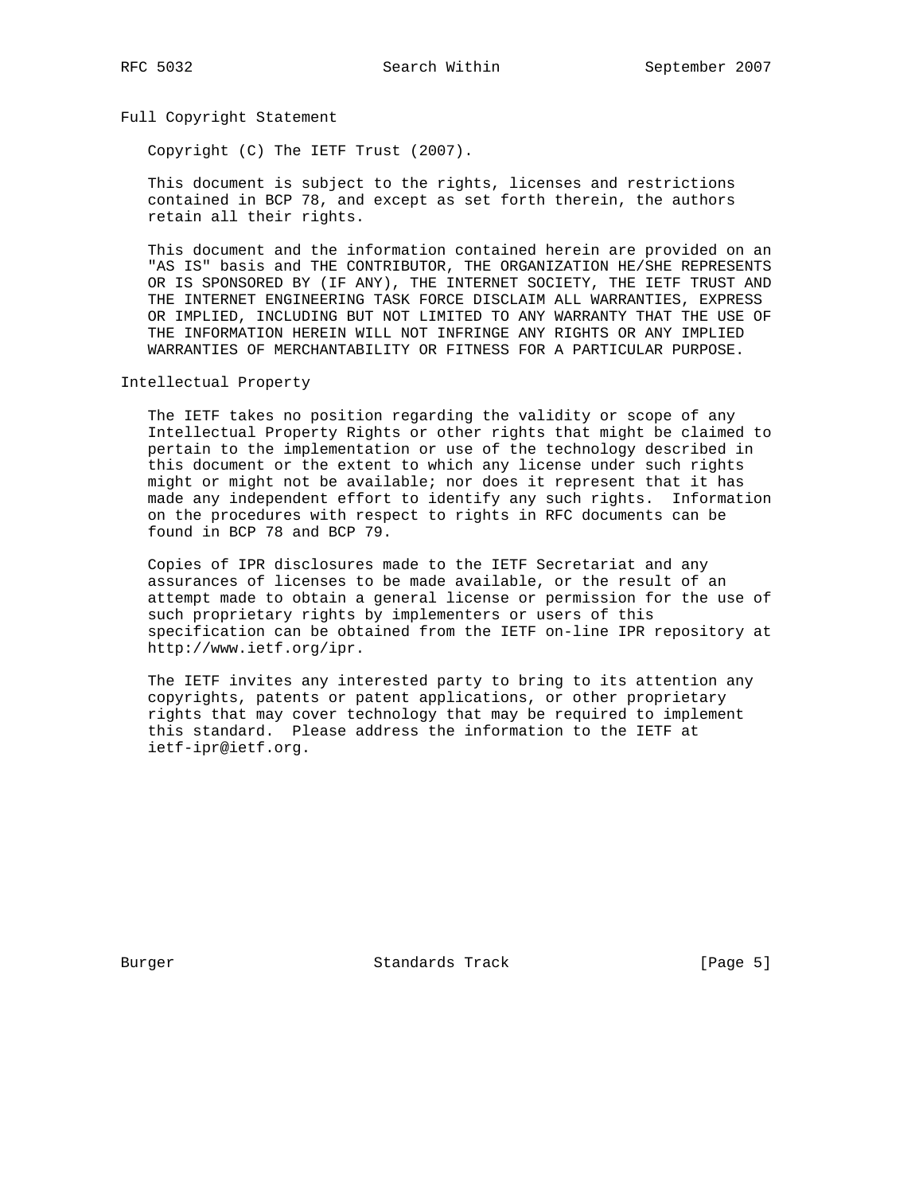## Full Copyright Statement

Copyright (C) The IETF Trust (2007).

This document is subject to the rights, licenses and restrictions contained in BCP 78, and except as set forth therein, the authors retain all their rights.

This document and the information contained herein are provided on an "AS IS" basis and THE CONTRIBUTOR, THE ORGANIZATION HE/SHE REPRESENTS OR IS SPONSORED BY (IF ANY), THE INTERNET SOCIETY, THE IETF TRUST AND THE INTERNET ENGINEERING TASK FORCE DISCLAIM ALL WARRANTIES, EXPRESS OR IMPLIED, INCLUDING BUT NOT LIMITED TO ANY WARRANTY THAT THE USE OF THE INFORMATION HEREIN WILL NOT INFRINGE ANY RIGHTS OR ANY IMPLIED WARRANTIES OF MERCHANTABILITY OR FITNESS FOR A PARTICULAR PURPOSE.

## Intellectual Property

The IETF takes no position regarding the validity or scope of any Intellectual Property Rights or other rights that might be claimed to pertain to the implementation or use of the technology described in this document or the extent to which any license under such rights might or might not be available; nor does it represent that it has made any independent effort to identify any such rights. Information on the procedures with respect to rights in RFC documents can be found in BCP 78 and BCP 79.

Copies of IPR disclosures made to the IETF Secretariat and any assurances of licenses to be made available, or the result of an attempt made to obtain a general license or permission for the use of such proprietary rights by implementers or users of this specification can be obtained from the IETF on-line IPR repository at http://www.ietf.org/ipr.

The IETF invites any interested party to bring to its attention any copyrights, patents or patent applications, or other proprietary rights that may cover technology that may be required to implement this standard. Please address the information to the IETF at ietf-ipr@ietf.org.